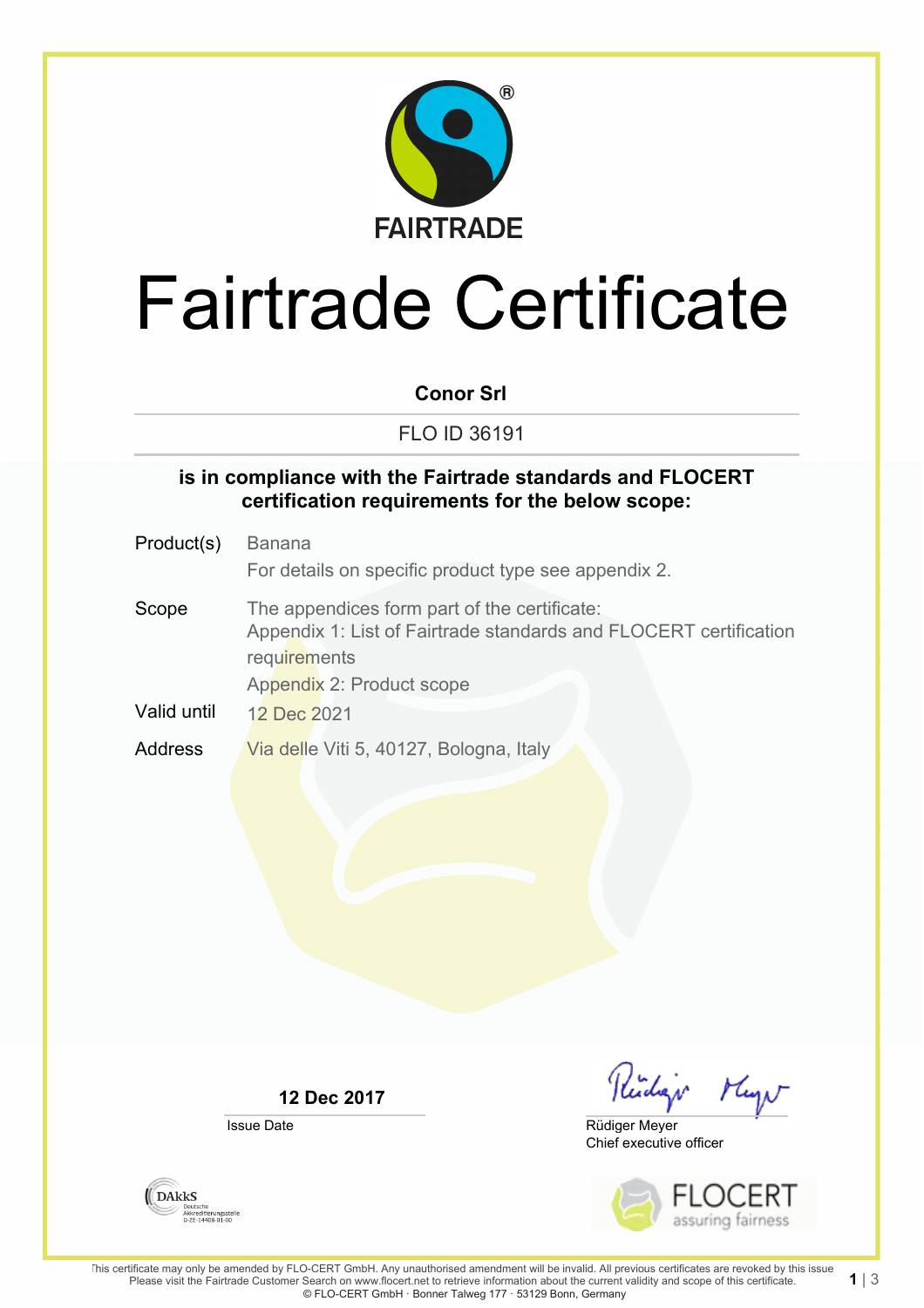FAIRTRADE

# Fairtrade Certificate

**Conor Srl**

FLO ID 36191

**is in compliance with the Fairtrade standards and FLOCERT certification requirements for the below scope:**

| | |
|---|---|
| Product(s) | Banana<br>For details on specific product type see appendix 2. |
| Scope | The appendices form part of the certificate:<br>Appendix 1: List of Fairtrade standards and FLOCERT certification requirements<br>Appendix 2: Product scope |
| Valid until | 12 Dec 2021 |
| Address | Via delle Viti 5, 40127, Bologna, Italy |

**12 Dec 2017**
Issue Date

Rüdiger Meyer
Chief executive officer

DAkkS Deutsche Akkreditierungsstelle D-ZE-14408-01-00

FLOCERT assuring fairness

This certificate may only be amended by FLO-CERT GmbH. Any unauthorised amendment will be invalid. All previous certificates are revoked by this issue
Please visit the Fairtrade Customer Search on www.flocert.net to retrieve information about the current validity and scope of this certificate.
© FLO-CERT GmbH · Bonner Talweg 177 · 53129 Bonn, Germany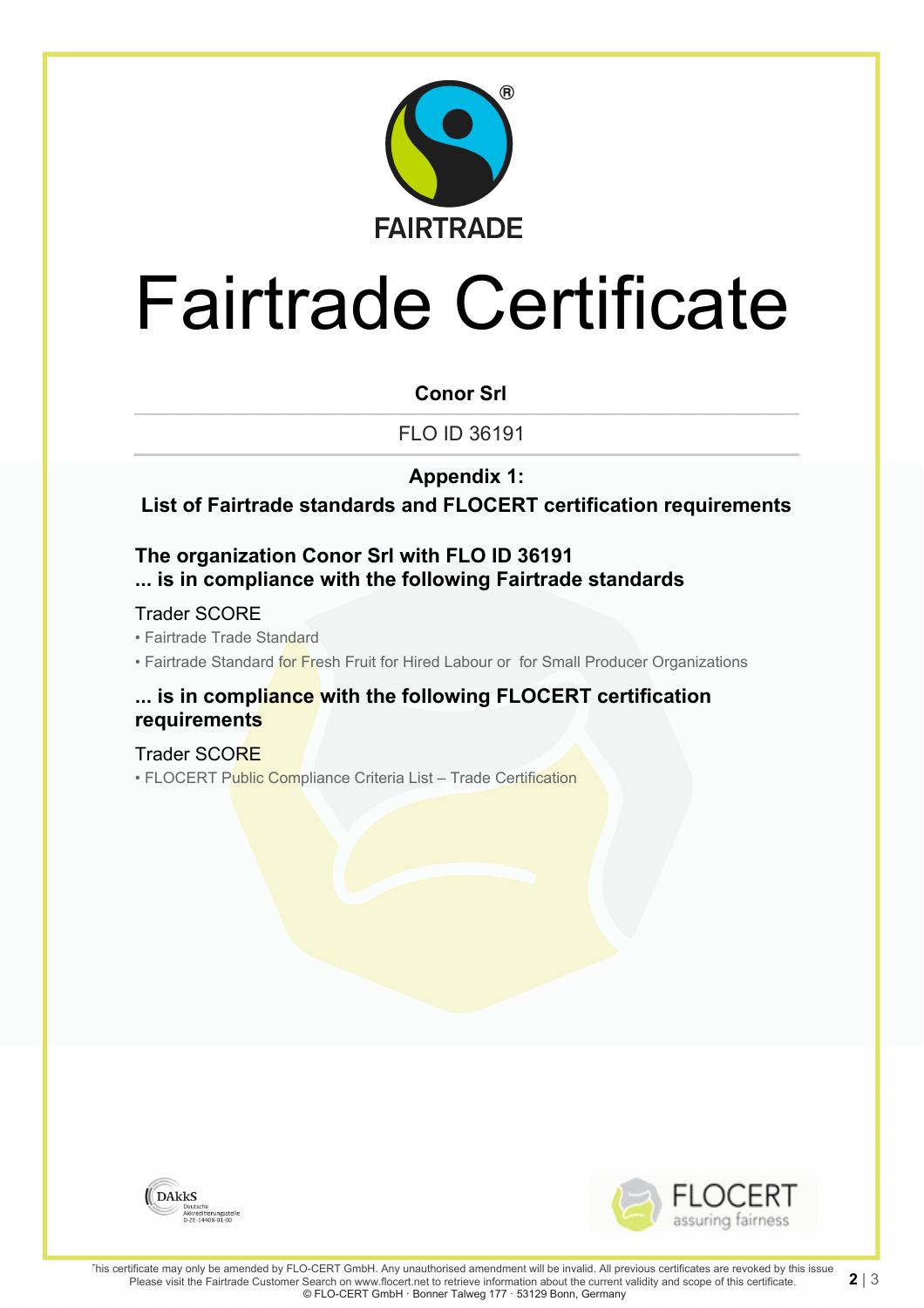FAIRTRADE

# Fairtrade Certificate

**Conor Srl**

FLO ID 36191

## Appendix 1:
## List of Fairtrade standards and FLOCERT certification requirements

### The organization Conor Srl with FLO ID 36191
### ... is in compliance with the following Fairtrade standards

Trader SCORE

- Fairtrade Trade Standard
- Fairtrade Standard for Fresh Fruit for Hired Labour or for Small Producer Organizations

### ... is in compliance with the following FLOCERT certification requirements

Trader SCORE

- FLOCERT Public Compliance Criteria List – Trade Certification

This certificate may only be amended by FLO-CERT GmbH. Any unauthorised amendment will be invalid. All previous certificates are revoked by this issue
Please visit the Fairtrade Customer Search on www.flocert.net to retrieve information about the current validity and scope of this certificate.
© FLO-CERT GmbH · Bonner Talweg 177 · 53129 Bonn, Germany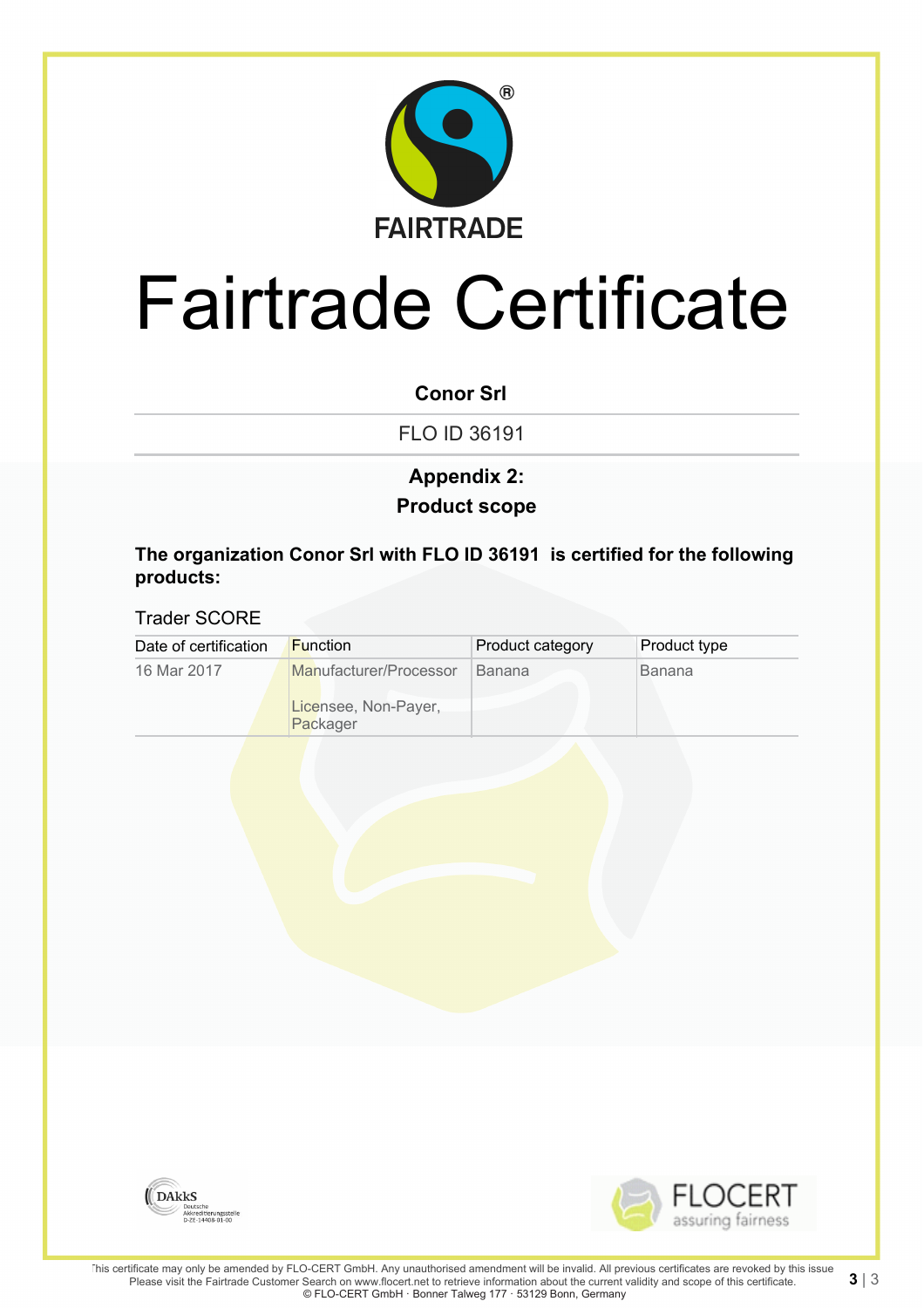FAIRTRADE

# Fairtrade Certificate

**Conor Srl**

FLO ID 36191

## Appendix 2:
## Product scope

**The organization Conor Srl with FLO ID 36191 is certified for the following products:**

Trader SCORE

| Date of certification | Function | Product category | Product type |
| --- | --- | --- | --- |
| 16 Mar 2017 | Manufacturer/Processor<br><br>Licensee, Non-Payer, Packager | Banana | Banana |

DAkkS Deutsche Akkreditierungsstelle D-ZE-14408-01-00

FLOCERT assuring fairness

This certificate may only be amended by FLO-CERT GmbH. Any unauthorised amendment will be invalid. All previous certificates are revoked by this issue
Please visit the Fairtrade Customer Search on www.flocert.net to retrieve information about the current validity and scope of this certificate.
© FLO-CERT GmbH · Bonner Talweg 177 · 53129 Bonn, Germany